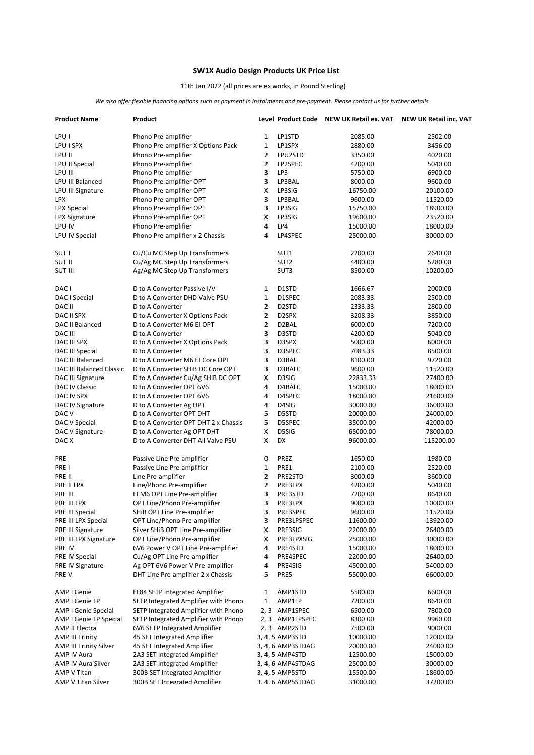**SW1X Audio Design Products UK Price List**

11th Jan 2022 (all prices are ex works, in Pound Sterling)

*We also offer flexible financing options such as payment in instalments and pre-payment. Please contact us for further details.*

| Product Name | Product | Level | Product Code | NEW UK Retail ex. VAT | NEW UK Retail inc. VAT |
|---|---|---|---|---|---|
| LPU I | Phono Pre-amplifier | 1 | LP1STD | 2085.00 | 2502.00 |
| LPU I SPX | Phono Pre-amplifier X Options Pack | 1 | LP1SPX | 2880.00 | 3456.00 |
| LPU II | Phono Pre-amplifier | 2 | LPU2STD | 3350.00 | 4020.00 |
| LPU II Special | Phono Pre-amplifier | 2 | LP2SPEC | 4200.00 | 5040.00 |
| LPU III | Phono Pre-amplifier | 3 | LP3 | 5750.00 | 6900.00 |
| LPU III Balanced | Phono Pre-amplifier OPT | 3 | LP3BAL | 8000.00 | 9600.00 |
| LPU III Signature | Phono Pre-amplifier OPT | X | LP3SIG | 16750.00 | 20100.00 |
| LPX | Phono Pre-amplifier OPT | 3 | LP3BAL | 9600.00 | 11520.00 |
| LPX Special | Phono Pre-amplifier OPT | 3 | LP3SIG | 15750.00 | 18900.00 |
| LPX Signature | Phono Pre-amplifier OPT | X | LP3SIG | 19600.00 | 23520.00 |
| LPU IV | Phono Pre-amplifier | 4 | LP4 | 15000.00 | 18000.00 |
| LPU IV Special | Phono Pre-amplifier x 2 Chassis | 4 | LP4SPEC | 25000.00 | 30000.00 |
| | | | | | |
| SUT I | Cu/Cu MC Step Up Transformers | | SUT1 | 2200.00 | 2640.00 |
| SUT II | Cu/Ag MC Step Up Transformers | | SUT2 | 4400.00 | 5280.00 |
| SUT III | Ag/Ag MC Step Up Transformers | | SUT3 | 8500.00 | 10200.00 |
| | | | | | |
| DAC I | D to A Converter Passive I/V | 1 | D1STD | 1666.67 | 2000.00 |
| DAC I Special | D to A Converter DHD Valve PSU | 1 | D1SPEC | 2083.33 | 2500.00 |
| DAC II | D to A Converter | 2 | D2STD | 2333.33 | 2800.00 |
| DAC II SPX | D to A Converter X Options Pack | 2 | D2SPX | 3208.33 | 3850.00 |
| DAC II Balanced | D to A Converter M6 EI OPT | 2 | D2BAL | 6000.00 | 7200.00 |
| DAC III | D to A Converter | 3 | D3STD | 4200.00 | 5040.00 |
| DAC III SPX | D to A Converter X Options Pack | 3 | D3SPX | 5000.00 | 6000.00 |
| DAC III Special | D to A Converter | 3 | D3SPEC | 7083.33 | 8500.00 |
| DAC III Balanced | D to A Converter M6 EI Core OPT | 3 | D3BAL | 8100.00 | 9720.00 |
| DAC III Balanced Classic | D to A Converter SHiB DC Core OPT | 3 | D3BALC | 9600.00 | 11520.00 |
| DAC III Signature | D to A Converter Cu/Ag SHiB DC OPT | X | D3SIG | 22833.33 | 27400.00 |
| DAC IV Classic | D to A Converter OPT 6V6 | 4 | D4BALC | 15000.00 | 18000.00 |
| DAC IV SPX | D to A Converter OPT 6V6 | 4 | D4SPEC | 18000.00 | 21600.00 |
| DAC IV Signature | D to A Converter Ag OPT | 4 | D4SIG | 30000.00 | 36000.00 |
| DAC V | D to A Converter OPT DHT | 5 | D5STD | 20000.00 | 24000.00 |
| DAC V Special | D to A Converter OPT DHT 2 x Chassis | 5 | D5SPEC | 35000.00 | 42000.00 |
| DAC V Signature | D to A Converter Ag OPT DHT | X | D5SIG | 65000.00 | 78000.00 |
| DAC X | D to A Converter DHT All Valve PSU | X | DX | 96000.00 | 115200.00 |
| | | | | | |
| PRE | Passive Line Pre-amplifier | 0 | PREZ | 1650.00 | 1980.00 |
| PRE I | Passive Line Pre-amplifier | 1 | PRE1 | 2100.00 | 2520.00 |
| PRE II | Line Pre-amplifier | 2 | PRE2STD | 3000.00 | 3600.00 |
| PRE II LPX | Line/Phono Pre-amplifier | 2 | PRE3LPX | 4200.00 | 5040.00 |
| PRE III | EI M6 OPT Line Pre-amplifier | 3 | PRE3STD | 7200.00 | 8640.00 |
| PRE III LPX | OPT Line/Phono Pre-amplifier | 3 | PRE3LPX | 9000.00 | 10000.00 |
| PRE III Special | SHiB OPT Line Pre-amplifier | 3 | PRE3SPEC | 9600.00 | 11520.00 |
| PRE III LPX Special | OPT Line/Phono Pre-amplifier | 3 | PRE3LPSPEC | 11600.00 | 13920.00 |
| PRE III Signature | Silver SHiB OPT Line Pre-amplifier | X | PRE3SIG | 22000.00 | 26400.00 |
| PRE III LPX Signature | OPT Line/Phono Pre-amplifier | X | PRE3LPXSIG | 25000.00 | 30000.00 |
| PRE IV | 6V6 Power V OPT Line Pre-amplifier | 4 | PRE4STD | 15000.00 | 18000.00 |
| PRE IV Special | Cu/Ag OPT Line Pre-amplifier | 4 | PRE4SPEC | 22000.00 | 26400.00 |
| PRE IV Signature | Ag OPT 6V6 Power V Pre-amplifier | 4 | PRE4SIG | 45000.00 | 54000.00 |
| PRE V | DHT Line Pre-amplifier 2 x Chassis | 5 | PRE5 | 55000.00 | 66000.00 |
| | | | | | |
| AMP I Genie | EL84 SETP Integrated Amplifier | 1 | AMP1STD | 5500.00 | 6600.00 |
| AMP I Genie LP | SETP Integrated Amplifier with Phono | 1 | AMP1LP | 7200.00 | 8640.00 |
| AMP I Genie Special | SETP Integrated Amplifier | 2, 3 | AMP1SPEC | 6500.00 | 7800.00 |
| AMP I Genie LP Special | SETP Integrated Amplifier with Phono | 2, 3 | AMP1LPSPEC | 8300.00 | 9960.00 |
| AMP II Electra | 6V6 SETP Integrated Amplifier | 2, 3 | AMP2STD | 7500.00 | 9000.00 |
| AMP III Trinity | 45 SET Integrated Amplifier | 3, 4, 5 | AMP3STD | 10000.00 | 12000.00 |
| AMP III Trinity Silver | 45 SET Integrated Amplifier | 3, 4, 6 | AMP3STDAG | 20000.00 | 24000.00 |
| AMP IV Aura | 2A3 SET Integrated Amplifier | 3, 4, 5 | AMP4STD | 12500.00 | 15000.00 |
| AMP IV Aura Silver | 2A3 SET Integrated Amplifier | 3, 4, 6 | AMP4STDAG | 25000.00 | 30000.00 |
| AMP V Titan | 300B SET Integrated Amplifier | 3, 4, 5 | AMP5STD | 15500.00 | 18600.00 |
| AMP V Titan Silver | 300B SET Integrated Amplifier | 3, 4, 6 | AMP5STDAG | 31000.00 | 37200.00 |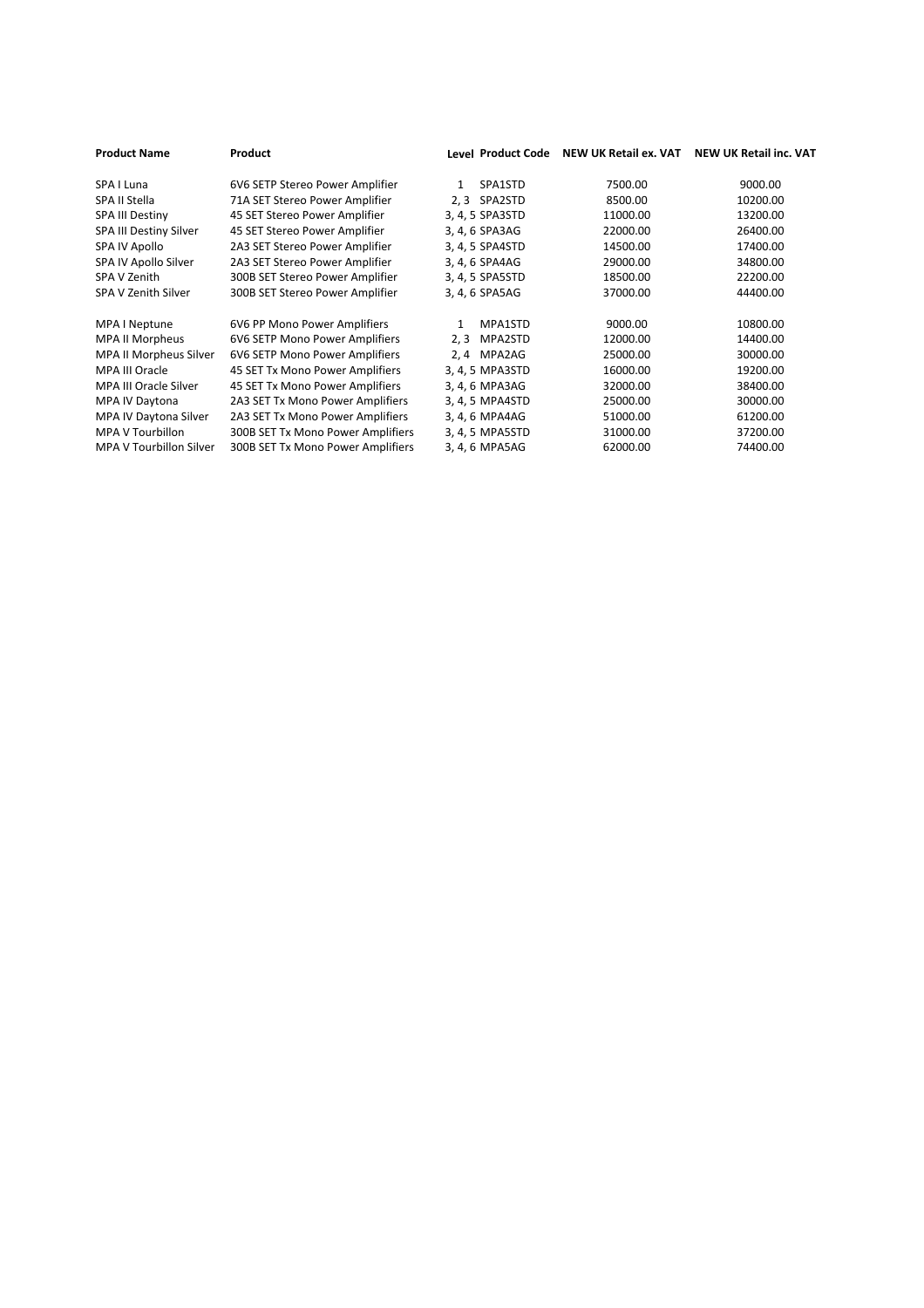| Product Name | Product | Level | Product Code | NEW UK Retail ex. VAT | NEW UK Retail inc. VAT |
|---|---|---|---|---|---|
| SPA I Luna | 6V6 SETP Stereo Power Amplifier | 1 | SPA1STD | 7500.00 | 9000.00 |
| SPA II Stella | 71A SET Stereo Power Amplifier | 2, 3 | SPA2STD | 8500.00 | 10200.00 |
| SPA III Destiny | 45 SET Stereo Power Amplifier | 3, 4, 5 | SPA3STD | 11000.00 | 13200.00 |
| SPA III Destiny Silver | 45 SET Stereo Power Amplifier | 3, 4, 6 | SPA3AG | 22000.00 | 26400.00 |
| SPA IV Apollo | 2A3 SET Stereo Power Amplifier | 3, 4, 5 | SPA4STD | 14500.00 | 17400.00 |
| SPA IV Apollo Silver | 2A3 SET Stereo Power Amplifier | 3, 4, 6 | SPA4AG | 29000.00 | 34800.00 |
| SPA V Zenith | 300B SET Stereo Power Amplifier | 3, 4, 5 | SPA5STD | 18500.00 | 22200.00 |
| SPA V Zenith Silver | 300B SET Stereo Power Amplifier | 3, 4, 6 | SPA5AG | 37000.00 | 44400.00 |
| | | | | | |
| MPA I Neptune | 6V6 PP Mono Power Amplifiers | 1 | MPA1STD | 9000.00 | 10800.00 |
| MPA II Morpheus | 6V6 SETP Mono Power Amplifiers | 2, 3 | MPA2STD | 12000.00 | 14400.00 |
| MPA II Morpheus Silver | 6V6 SETP Mono Power Amplifiers | 2, 4 | MPA2AG | 25000.00 | 30000.00 |
| MPA III Oracle | 45 SET Tx Mono Power Amplifiers | 3, 4, 5 | MPA3STD | 16000.00 | 19200.00 |
| MPA III Oracle Silver | 45 SET Tx Mono Power Amplifiers | 3, 4, 6 | MPA3AG | 32000.00 | 38400.00 |
| MPA IV Daytona | 2A3 SET Tx Mono Power Amplifiers | 3, 4, 5 | MPA4STD | 25000.00 | 30000.00 |
| MPA IV Daytona Silver | 2A3 SET Tx Mono Power Amplifiers | 3, 4, 6 | MPA4AG | 51000.00 | 61200.00 |
| MPA V Tourbillon | 300B SET Tx Mono Power Amplifiers | 3, 4, 5 | MPA5STD | 31000.00 | 37200.00 |
| MPA V Tourbillon Silver | 300B SET Tx Mono Power Amplifiers | 3, 4, 6 | MPA5AG | 62000.00 | 74400.00 |